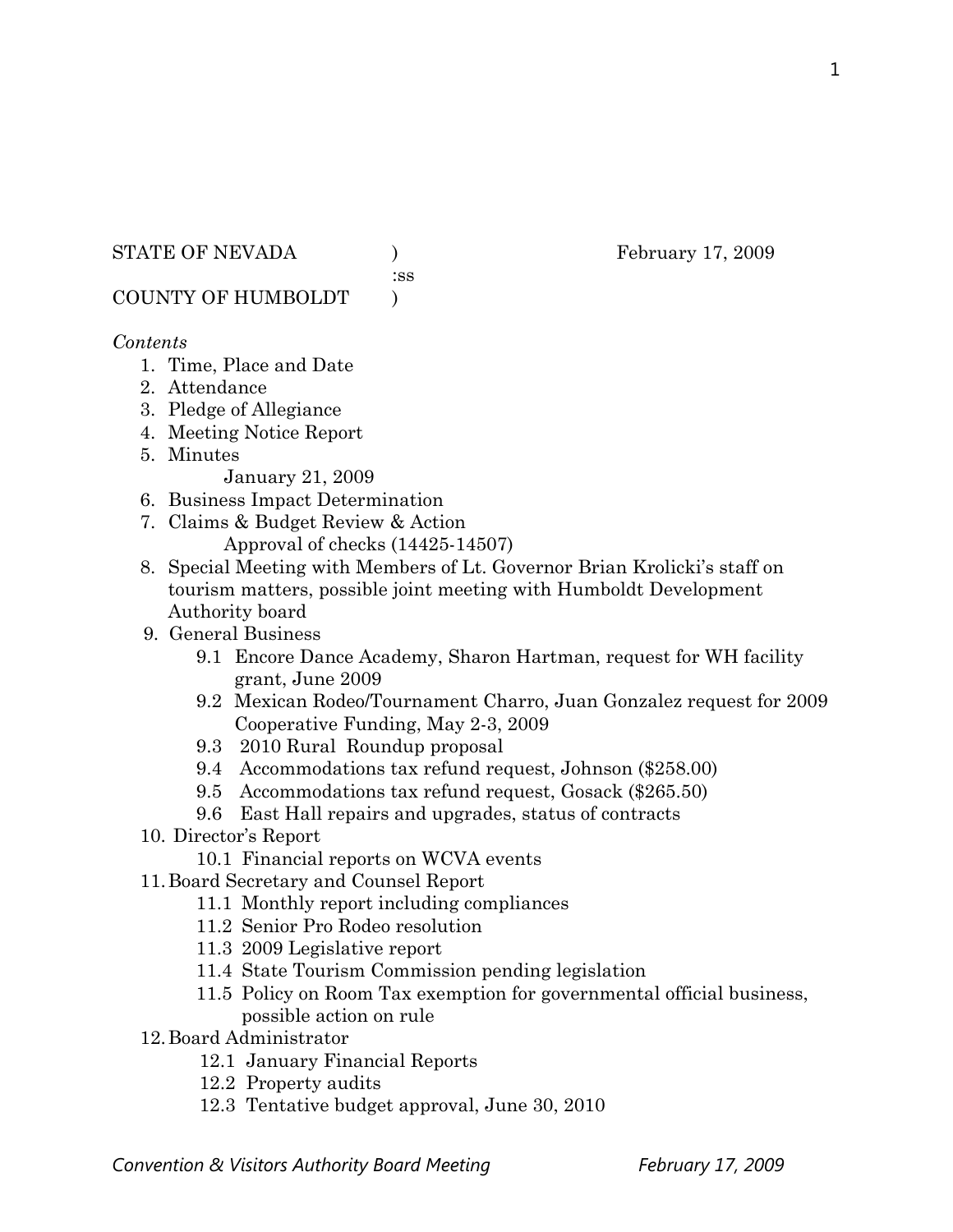STATE OF NEVADA ) February 17, 2009
:ss
COUNTY OF HUMBOLDT )

*Contents*

1. Time, Place and Date
2. Attendance
3. Pledge of Allegiance
4. Meeting Notice Report
5. Minutes
   January 21, 2009
6. Business Impact Determination
7. Claims & Budget Review & Action
   Approval of checks (14425-14507)
8. Special Meeting with Members of Lt. Governor Brian Krolicki's staff on tourism matters, possible joint meeting with Humboldt Development Authority board
9. General Business
   - 9.1 Encore Dance Academy, Sharon Hartman, request for WH facility grant, June 2009
   - 9.2 Mexican Rodeo/Tournament Charro, Juan Gonzalez request for 2009 Cooperative Funding, May 2-3, 2009
   - 9.3 2010 Rural Roundup proposal
   - 9.4 Accommodations tax refund request, Johnson ($258.00)
   - 9.5 Accommodations tax refund request, Gosack ($265.50)
   - 9.6 East Hall repairs and upgrades, status of contracts
10. Director's Report
    - 10.1 Financial reports on WCVA events
11. Board Secretary and Counsel Report
    - 11.1 Monthly report including compliances
    - 11.2 Senior Pro Rodeo resolution
    - 11.3 2009 Legislative report
    - 11.4 State Tourism Commission pending legislation
    - 11.5 Policy on Room Tax exemption for governmental official business, possible action on rule
12. Board Administrator
    - 12.1 January Financial Reports
    - 12.2 Property audits
    - 12.3 Tentative budget approval, June 30, 2010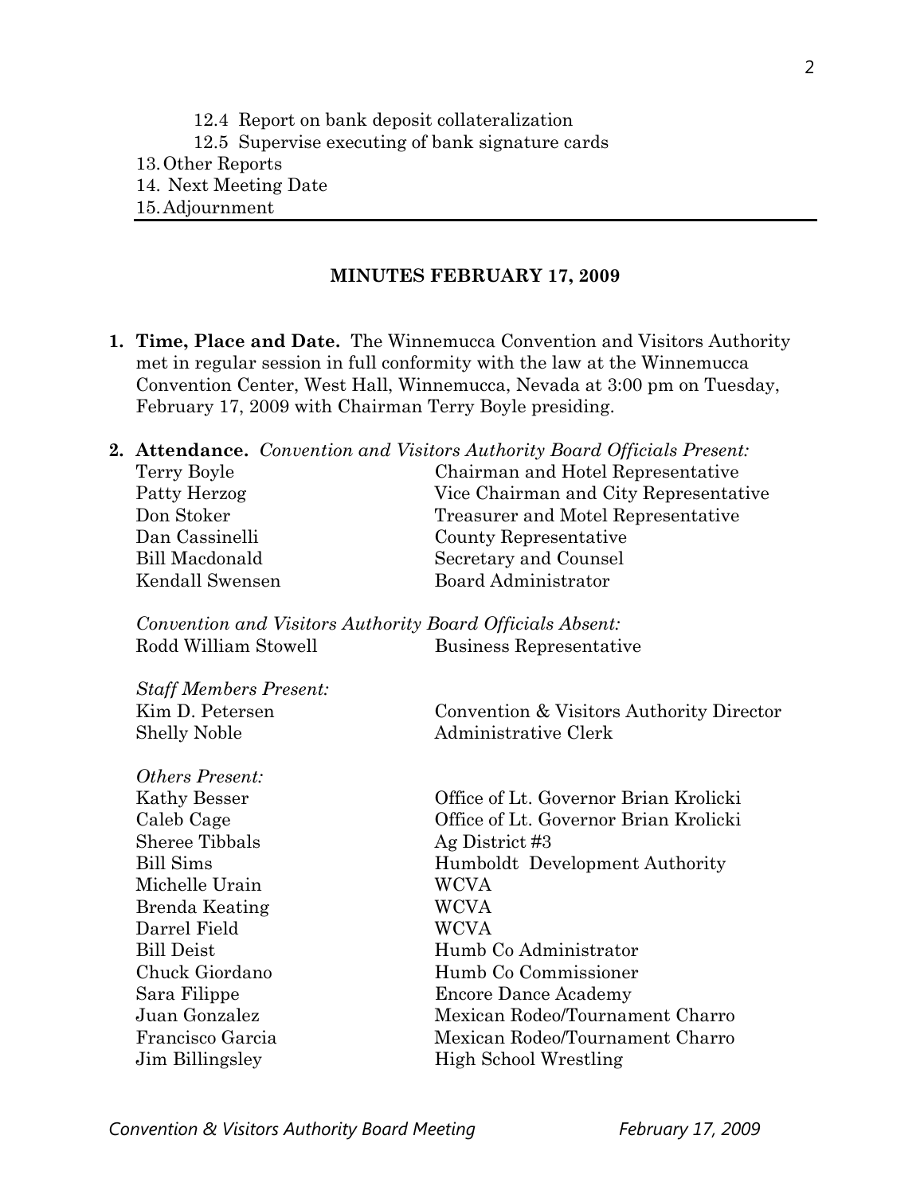12.4 Report on bank deposit collateralization

12.5 Supervise executing of bank signature cards

13. Other Reports
14. Next Meeting Date
15. Adjournment

---

## MINUTES FEBRUARY 17, 2009

1. **Time, Place and Date.** The Winnemucca Convention and Visitors Authority met in regular session in full conformity with the law at the Winnemucca Convention Center, West Hall, Winnemucca, Nevada at 3:00 pm on Tuesday, February 17, 2009 with Chairman Terry Boyle presiding.

2. **Attendance.** *Convention and Visitors Authority Board Officials Present:*

| | |
|---|---|
| Terry Boyle | Chairman and Hotel Representative |
| Patty Herzog | Vice Chairman and City Representative |
| Don Stoker | Treasurer and Motel Representative |
| Dan Cassinelli | County Representative |
| Bill Macdonald | Secretary and Counsel |
| Kendall Swensen | Board Administrator |

*Convention and Visitors Authority Board Officials Absent:*

| | |
|---|---|
| Rodd William Stowell | Business Representative |

*Staff Members Present:*

| | |
|---|---|
| Kim D. Petersen | Convention & Visitors Authority Director |
| Shelly Noble | Administrative Clerk |

*Others Present:*

| | |
|---|---|
| Kathy Besser | Office of Lt. Governor Brian Krolicki |
| Caleb Cage | Office of Lt. Governor Brian Krolicki |
| Sheree Tibbals | Ag District #3 |
| Bill Sims | Humboldt Development Authority |
| Michelle Urain | WCVA |
| Brenda Keating | WCVA |
| Darrel Field | WCVA |
| Bill Deist | Humb Co Administrator |
| Chuck Giordano | Humb Co Commissioner |
| Sara Filippe | Encore Dance Academy |
| Juan Gonzalez | Mexican Rodeo/Tournament Charro |
| Francisco Garcia | Mexican Rodeo/Tournament Charro |
| Jim Billingsley | High School Wrestling |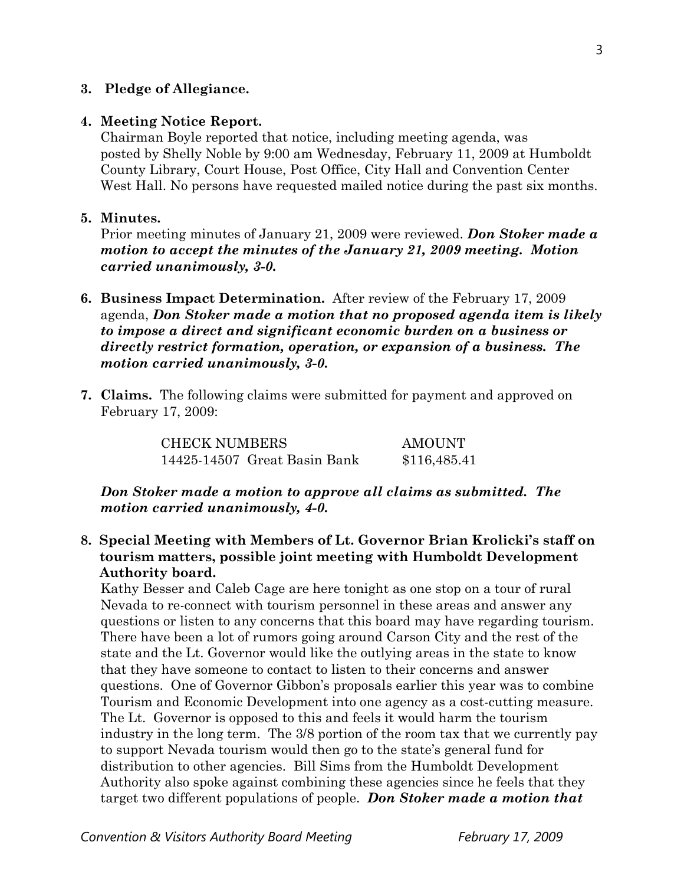**3. Pledge of Allegiance.**

**4. Meeting Notice Report.**

Chairman Boyle reported that notice, including meeting agenda, was posted by Shelly Noble by 9:00 am Wednesday, February 11, 2009 at Humboldt County Library, Court House, Post Office, City Hall and Convention Center West Hall. No persons have requested mailed notice during the past six months.

**5. Minutes.**

Prior meeting minutes of January 21, 2009 were reviewed. ***Don Stoker made a motion to accept the minutes of the January 21, 2009 meeting. Motion carried unanimously, 3-0.***

**6. Business Impact Determination.** After review of the February 17, 2009 agenda, ***Don Stoker made a motion that no proposed agenda item is likely to impose a direct and significant economic burden on a business or directly restrict formation, operation, or expansion of a business. The motion carried unanimously, 3-0.***

**7. Claims.** The following claims were submitted for payment and approved on February 17, 2009:

| CHECK NUMBERS | AMOUNT |
|---|---|
| 14425-14507 Great Basin Bank | $116,485.41 |

***Don Stoker made a motion to approve all claims as submitted. The motion carried unanimously, 4-0.***

**8. Special Meeting with Members of Lt. Governor Brian Krolicki's staff on tourism matters, possible joint meeting with Humboldt Development Authority board.**

Kathy Besser and Caleb Cage are here tonight as one stop on a tour of rural Nevada to re-connect with tourism personnel in these areas and answer any questions or listen to any concerns that this board may have regarding tourism. There have been a lot of rumors going around Carson City and the rest of the state and the Lt. Governor would like the outlying areas in the state to know that they have someone to contact to listen to their concerns and answer questions. One of Governor Gibbon's proposals earlier this year was to combine Tourism and Economic Development into one agency as a cost-cutting measure. The Lt. Governor is opposed to this and feels it would harm the tourism industry in the long term. The 3/8 portion of the room tax that we currently pay to support Nevada tourism would then go to the state's general fund for distribution to other agencies. Bill Sims from the Humboldt Development Authority also spoke against combining these agencies since he feels that they target two different populations of people. ***Don Stoker made a motion that***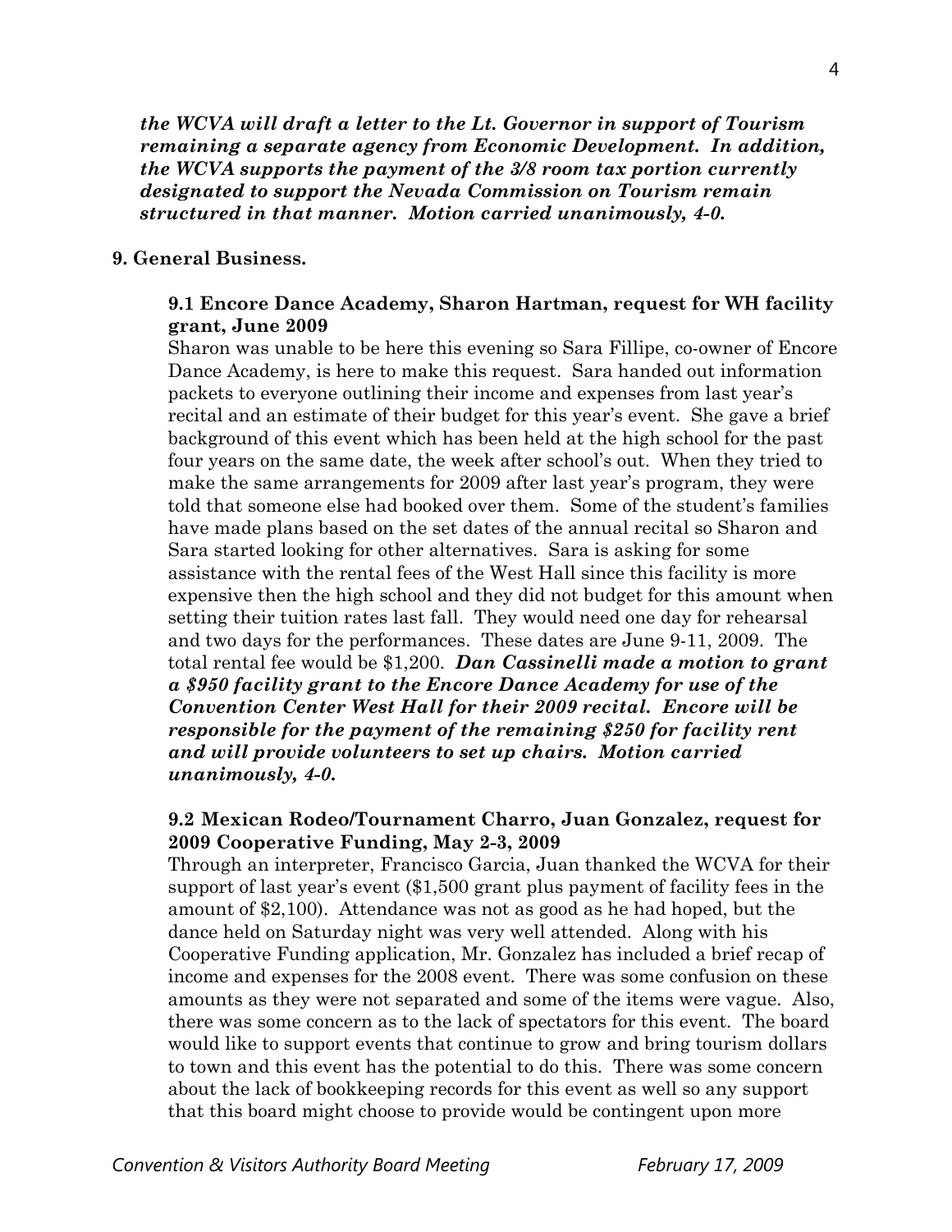***the WCVA will draft a letter to the Lt. Governor in support of Tourism remaining a separate agency from Economic Development. In addition, the WCVA supports the payment of the 3/8 room tax portion currently designated to support the Nevada Commission on Tourism remain structured in that manner. Motion carried unanimously, 4-0.***

**9. General Business.**

**9.1 Encore Dance Academy, Sharon Hartman, request for WH facility grant, June 2009**

Sharon was unable to be here this evening so Sara Fillipe, co-owner of Encore Dance Academy, is here to make this request. Sara handed out information packets to everyone outlining their income and expenses from last year's recital and an estimate of their budget for this year's event. She gave a brief background of this event which has been held at the high school for the past four years on the same date, the week after school's out. When they tried to make the same arrangements for 2009 after last year's program, they were told that someone else had booked over them. Some of the student's families have made plans based on the set dates of the annual recital so Sharon and Sara started looking for other alternatives. Sara is asking for some assistance with the rental fees of the West Hall since this facility is more expensive then the high school and they did not budget for this amount when setting their tuition rates last fall. They would need one day for rehearsal and two days for the performances. These dates are June 9-11, 2009. The total rental fee would be $1,200. ***Dan Cassinelli made a motion to grant a $950 facility grant to the Encore Dance Academy for use of the Convention Center West Hall for their 2009 recital. Encore will be responsible for the payment of the remaining $250 for facility rent and will provide volunteers to set up chairs. Motion carried unanimously, 4-0.***

**9.2 Mexican Rodeo/Tournament Charro, Juan Gonzalez, request for 2009 Cooperative Funding, May 2-3, 2009**

Through an interpreter, Francisco Garcia, Juan thanked the WCVA for their support of last year's event ($1,500 grant plus payment of facility fees in the amount of $2,100). Attendance was not as good as he had hoped, but the dance held on Saturday night was very well attended. Along with his Cooperative Funding application, Mr. Gonzalez has included a brief recap of income and expenses for the 2008 event. There was some confusion on these amounts as they were not separated and some of the items were vague. Also, there was some concern as to the lack of spectators for this event. The board would like to support events that continue to grow and bring tourism dollars to town and this event has the potential to do this. There was some concern about the lack of bookkeeping records for this event as well so any support that this board might choose to provide would be contingent upon more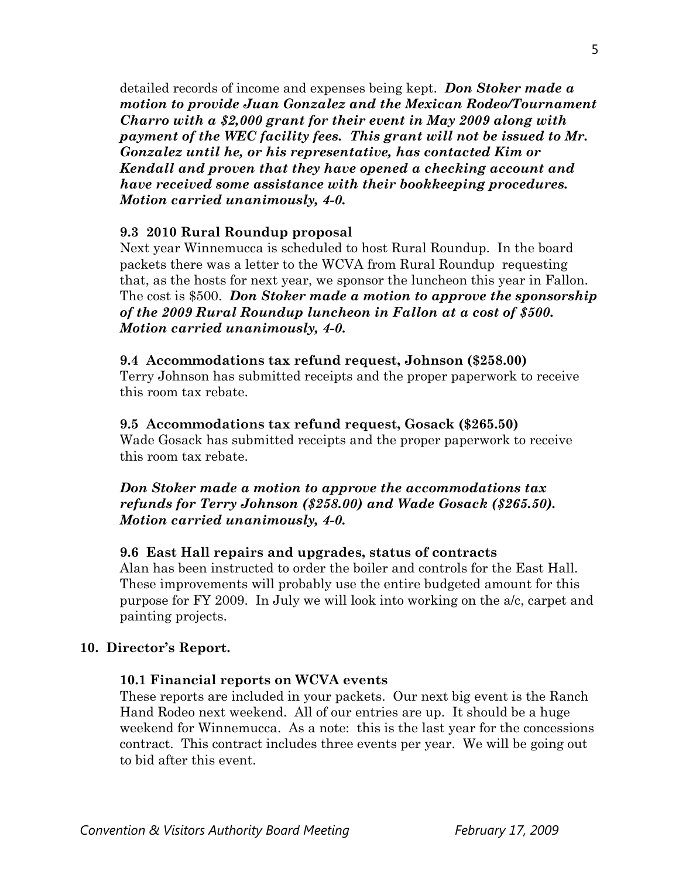detailed records of income and expenses being kept. ***Don Stoker made a motion to provide Juan Gonzalez and the Mexican Rodeo/Tournament Charro with a $2,000 grant for their event in May 2009 along with payment of the WEC facility fees. This grant will not be issued to Mr. Gonzalez until he, or his representative, has contacted Kim or Kendall and proven that they have opened a checking account and have received some assistance with their bookkeeping procedures. Motion carried unanimously, 4-0.***

**9.3 2010 Rural Roundup proposal**

Next year Winnemucca is scheduled to host Rural Roundup. In the board packets there was a letter to the WCVA from Rural Roundup requesting that, as the hosts for next year, we sponsor the luncheon this year in Fallon. The cost is $500. ***Don Stoker made a motion to approve the sponsorship of the 2009 Rural Roundup luncheon in Fallon at a cost of $500. Motion carried unanimously, 4-0.***

**9.4 Accommodations tax refund request, Johnson ($258.00)**

Terry Johnson has submitted receipts and the proper paperwork to receive this room tax rebate.

**9.5 Accommodations tax refund request, Gosack ($265.50)**

Wade Gosack has submitted receipts and the proper paperwork to receive this room tax rebate.

***Don Stoker made a motion to approve the accommodations tax refunds for Terry Johnson ($258.00) and Wade Gosack ($265.50). Motion carried unanimously, 4-0.***

**9.6 East Hall repairs and upgrades, status of contracts**

Alan has been instructed to order the boiler and controls for the East Hall. These improvements will probably use the entire budgeted amount for this purpose for FY 2009. In July we will look into working on the a/c, carpet and painting projects.

**10. Director's Report.**

**10.1 Financial reports on WCVA events**

These reports are included in your packets. Our next big event is the Ranch Hand Rodeo next weekend. All of our entries are up. It should be a huge weekend for Winnemucca. As a note: this is the last year for the concessions contract. This contract includes three events per year. We will be going out to bid after this event.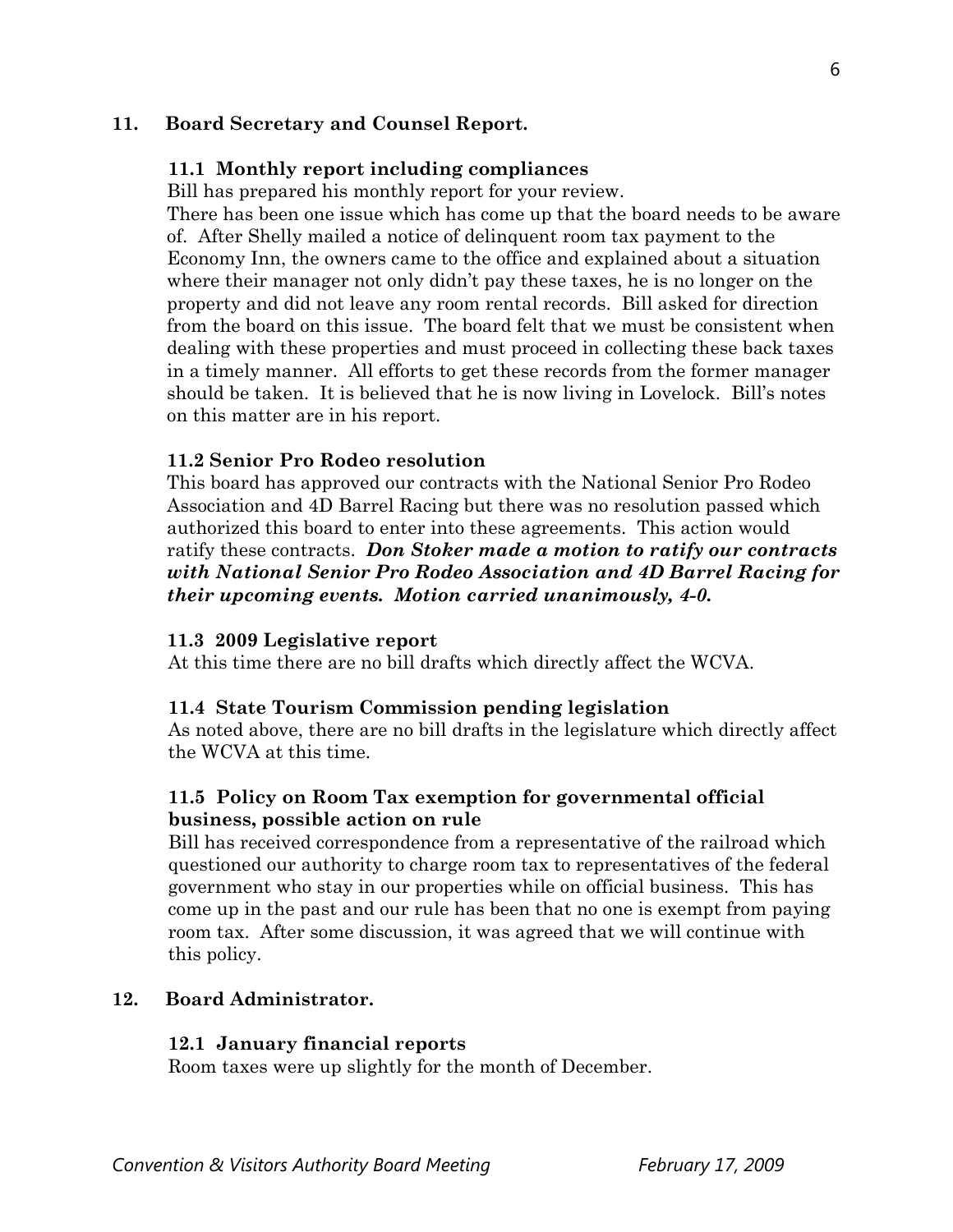## 11. Board Secretary and Counsel Report.

### 11.1 Monthly report including compliances

Bill has prepared his monthly report for your review.
There has been one issue which has come up that the board needs to be aware of. After Shelly mailed a notice of delinquent room tax payment to the Economy Inn, the owners came to the office and explained about a situation where their manager not only didn't pay these taxes, he is no longer on the property and did not leave any room rental records. Bill asked for direction from the board on this issue. The board felt that we must be consistent when dealing with these properties and must proceed in collecting these back taxes in a timely manner. All efforts to get these records from the former manager should be taken. It is believed that he is now living in Lovelock. Bill's notes on this matter are in his report.

### 11.2 Senior Pro Rodeo resolution

This board has approved our contracts with the National Senior Pro Rodeo Association and 4D Barrel Racing but there was no resolution passed which authorized this board to enter into these agreements. This action would ratify these contracts. ***Don Stoker made a motion to ratify our contracts with National Senior Pro Rodeo Association and 4D Barrel Racing for their upcoming events. Motion carried unanimously, 4-0.***

### 11.3 2009 Legislative report

At this time there are no bill drafts which directly affect the WCVA.

### 11.4 State Tourism Commission pending legislation

As noted above, there are no bill drafts in the legislature which directly affect the WCVA at this time.

### 11.5 Policy on Room Tax exemption for governmental official business, possible action on rule

Bill has received correspondence from a representative of the railroad which questioned our authority to charge room tax to representatives of the federal government who stay in our properties while on official business. This has come up in the past and our rule has been that no one is exempt from paying room tax. After some discussion, it was agreed that we will continue with this policy.

## 12. Board Administrator.

### 12.1 January financial reports

Room taxes were up slightly for the month of December.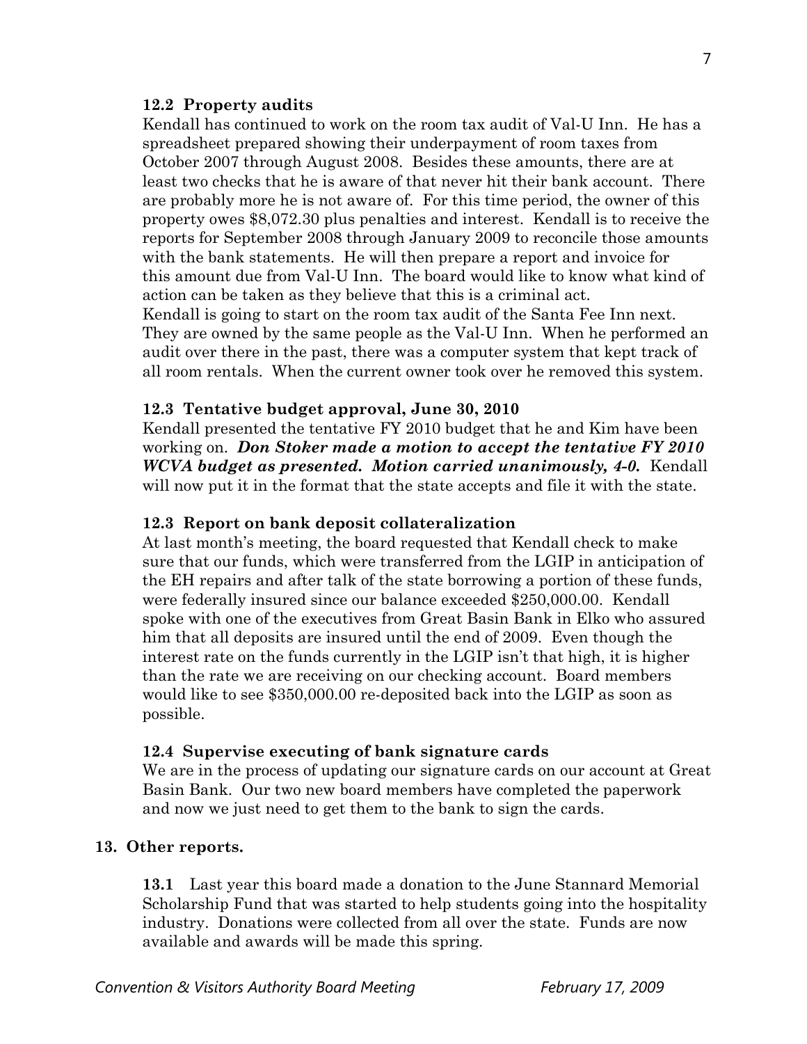### 12.2 Property audits

Kendall has continued to work on the room tax audit of Val-U Inn. He has a spreadsheet prepared showing their underpayment of room taxes from October 2007 through August 2008. Besides these amounts, there are at least two checks that he is aware of that never hit their bank account. There are probably more he is not aware of. For this time period, the owner of this property owes $8,072.30 plus penalties and interest. Kendall is to receive the reports for September 2008 through January 2009 to reconcile those amounts with the bank statements. He will then prepare a report and invoice for this amount due from Val-U Inn. The board would like to know what kind of action can be taken as they believe that this is a criminal act.

Kendall is going to start on the room tax audit of the Santa Fee Inn next. They are owned by the same people as the Val-U Inn. When he performed an audit over there in the past, there was a computer system that kept track of all room rentals. When the current owner took over he removed this system.

### 12.3 Tentative budget approval, June 30, 2010

Kendall presented the tentative FY 2010 budget that he and Kim have been working on. ***Don Stoker made a motion to accept the tentative FY 2010 WCVA budget as presented. Motion carried unanimously, 4-0.*** Kendall will now put it in the format that the state accepts and file it with the state.

### 12.3 Report on bank deposit collateralization

At last month's meeting, the board requested that Kendall check to make sure that our funds, which were transferred from the LGIP in anticipation of the EH repairs and after talk of the state borrowing a portion of these funds, were federally insured since our balance exceeded $250,000.00. Kendall spoke with one of the executives from Great Basin Bank in Elko who assured him that all deposits are insured until the end of 2009. Even though the interest rate on the funds currently in the LGIP isn't that high, it is higher than the rate we are receiving on our checking account. Board members would like to see $350,000.00 re-deposited back into the LGIP as soon as possible.

### 12.4 Supervise executing of bank signature cards

We are in the process of updating our signature cards on our account at Great Basin Bank. Our two new board members have completed the paperwork and now we just need to get them to the bank to sign the cards.

## 13. Other reports.

**13.1** Last year this board made a donation to the June Stannard Memorial Scholarship Fund that was started to help students going into the hospitality industry. Donations were collected from all over the state. Funds are now available and awards will be made this spring.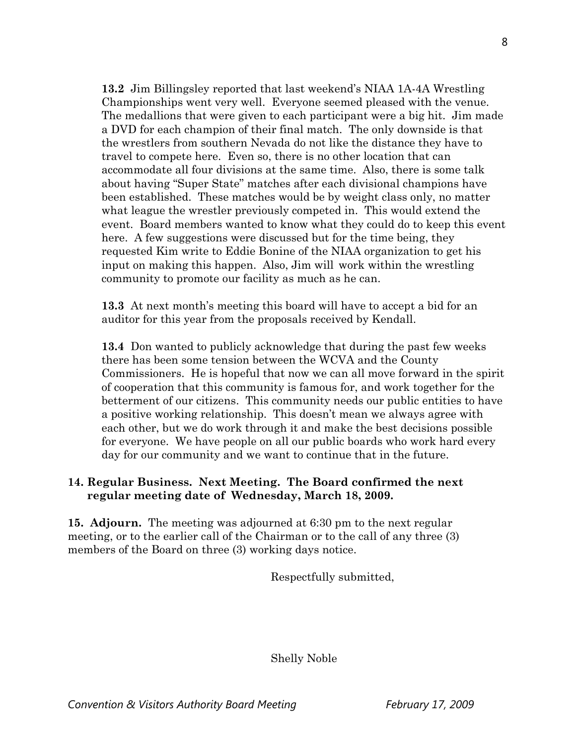**13.2** Jim Billingsley reported that last weekend's NIAA 1A-4A Wrestling Championships went very well. Everyone seemed pleased with the venue. The medallions that were given to each participant were a big hit. Jim made a DVD for each champion of their final match. The only downside is that the wrestlers from southern Nevada do not like the distance they have to travel to compete here. Even so, there is no other location that can accommodate all four divisions at the same time. Also, there is some talk about having "Super State" matches after each divisional champions have been established. These matches would be by weight class only, no matter what league the wrestler previously competed in. This would extend the event. Board members wanted to know what they could do to keep this event here. A few suggestions were discussed but for the time being, they requested Kim write to Eddie Bonine of the NIAA organization to get his input on making this happen. Also, Jim will work within the wrestling community to promote our facility as much as he can.

**13.3** At next month's meeting this board will have to accept a bid for an auditor for this year from the proposals received by Kendall.

**13.4** Don wanted to publicly acknowledge that during the past few weeks there has been some tension between the WCVA and the County Commissioners. He is hopeful that now we can all move forward in the spirit of cooperation that this community is famous for, and work together for the betterment of our citizens. This community needs our public entities to have a positive working relationship. This doesn't mean we always agree with each other, but we do work through it and make the best decisions possible for everyone. We have people on all our public boards who work hard every day for our community and we want to continue that in the future.

**14. Regular Business. Next Meeting. The Board confirmed the next regular meeting date of Wednesday, March 18, 2009.**

**15. Adjourn.** The meeting was adjourned at 6:30 pm to the next regular meeting, or to the earlier call of the Chairman or to the call of any three (3) members of the Board on three (3) working days notice.

Respectfully submitted,

Shelly Noble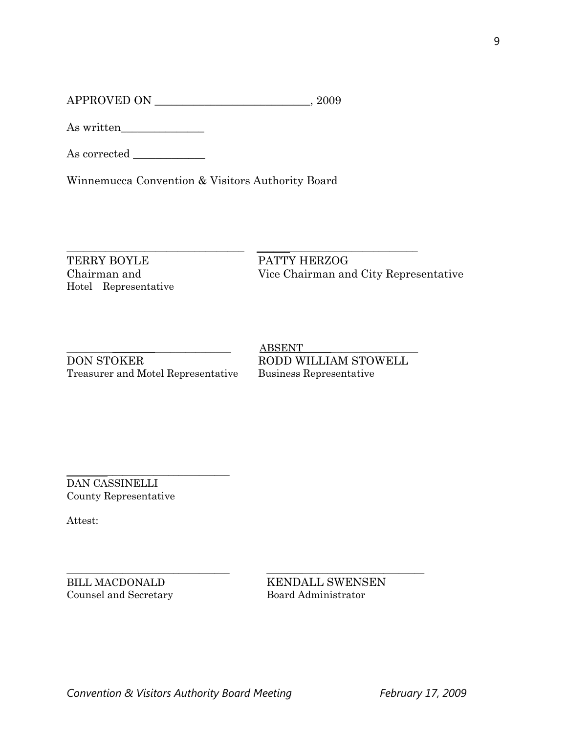APPROVED ON ____________________________, 2009

As written_______________

As corrected _____________

Winnemucca Convention & Visitors Authority Board

_________________________________ ______________________________

TERRY BOYLE
Chairman and
Hotel Representative

PATTY HERZOG
Vice Chairman and City Representative

_________________________________ ABSENT__________________________

DON STOKER
Treasurer and Motel Representative

RODD WILLIAM STOWELL
Business Representative

______________________________

DAN CASSINELLI
County Representative

Attest:

______________________________ ______________________________

BILL MACDONALD
Counsel and Secretary

KENDALL SWENSEN
Board Administrator